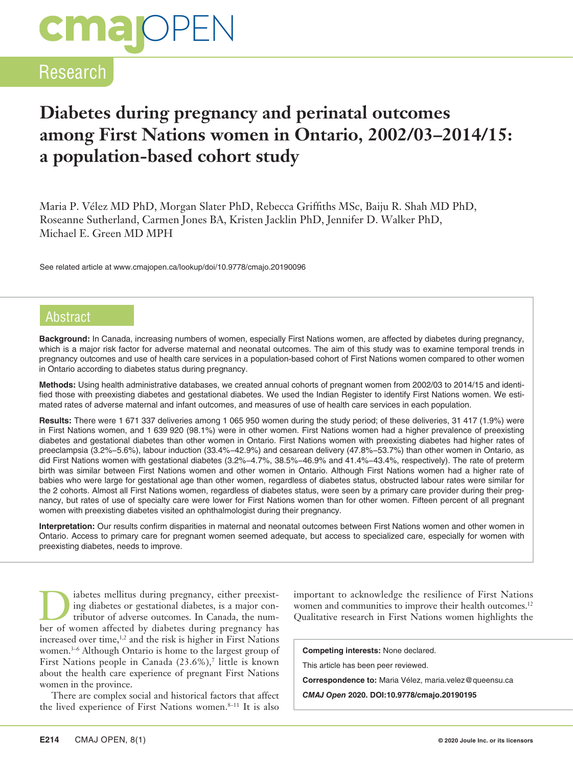Research

# Diabetes during pregnancy and perinatal outcomes among First Nations women in Ontario, 2002/03–2014/15: a population-based cohort study

Maria P. Vélez MD PhD, Morgan Slater PhD, Rebecca Griffiths MSc, Baiju R. Shah MD PhD, Roseanne Sutherland, Carmen Jones BA, Kristen Jacklin PhD, Jennifer D. Walker PhD, Michael E. Green MD MPH

See related article at www.cmajopen.ca/lookup/doi/10.9778/cmajo.20190096

## Abstract

**Background:** In Canada, increasing numbers of women, especially First Nations women, are affected by diabetes during pregnancy, which is a major risk factor for adverse maternal and neonatal outcomes. The aim of this study was to examine temporal trends in pregnancy outcomes and use of health care services in a population-based cohort of First Nations women compared to other women in Ontario according to diabetes status during pregnancy.

**Methods:** Using health administrative databases, we created annual cohorts of pregnant women from 2002/03 to 2014/15 and identified those with preexisting diabetes and gestational diabetes. We used the Indian Register to identify First Nations women. We estimated rates of adverse maternal and infant outcomes, and measures of use of health care services in each population.

**Results:** There were 1 671 337 deliveries among 1 065 950 women during the study period; of these deliveries, 31 417 (1.9%) were in First Nations women, and 1 639 920 (98.1%) were in other women. First Nations women had a higher prevalence of preexisting diabetes and gestational diabetes than other women in Ontario. First Nations women with preexisting diabetes had higher rates of preeclampsia (3.2%–5.6%), labour induction (33.4%–42.9%) and cesarean delivery (47.8%–53.7%) than other women in Ontario, as did First Nations women with gestational diabetes (3.2%–4.7%, 38.5%–46.9% and 41.4%–43.4%, respectively). The rate of preterm birth was similar between First Nations women and other women in Ontario. Although First Nations women had a higher rate of babies who were large for gestational age than other women, regardless of diabetes status, obstructed labour rates were similar for the 2 cohorts. Almost all First Nations women, regardless of diabetes status, were seen by a primary care provider during their pregnancy, but rates of use of specialty care were lower for First Nations women than for other women. Fifteen percent of all pregnant women with preexisting diabetes visited an ophthalmologist during their pregnancy.

**Interpretation:** Our results confirm disparities in maternal and neonatal outcomes between First Nations women and other women in Ontario. Access to primary care for pregnant women seemed adequate, but access to specialized care, especially for women with preexisting diabetes, needs to improve.

Diabetes mellitus during pregnancy, either preexisting diabetes or gestational diabetes, is a major contributor of adverse outcomes. In Canada, the number of women affected by diabetes during pregnancy has increased over time,[1,2] and the risk is higher in First Nations women.[3–6] Although Ontario is home to the largest group of First Nations people in Canada (23.6%),[7] little is known about the health care experience of pregnant First Nations women in the province.

There are complex social and historical factors that affect the lived experience of First Nations women.[8–11] It is also important to acknowledge the resilience of First Nations women and communities to improve their health outcomes.[12] Qualitative research in First Nations women highlights the

**Competing interests:** None declared.

This article has been peer reviewed.

**Correspondence to:** Maria Vélez, maria.velez@queensu.ca

***CMAJ Open*** **2020. DOI:10.9778/cmajo.20190195**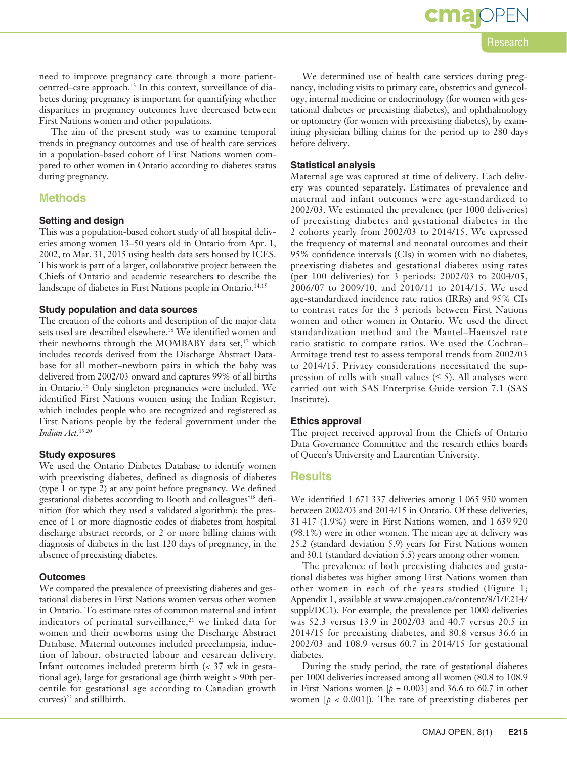need to improve pregnancy care through a more patient-centred–care approach.[13] In this context, surveillance of diabetes during pregnancy is important for quantifying whether disparities in pregnancy outcomes have decreased between First Nations women and other populations.

The aim of the present study was to examine temporal trends in pregnancy outcomes and use of health care services in a population-based cohort of First Nations women compared to other women in Ontario according to diabetes status during pregnancy.

## Methods

### Setting and design

This was a population-based cohort study of all hospital deliveries among women 13–50 years old in Ontario from Apr. 1, 2002, to Mar. 31, 2015 using health data sets housed by ICES. This work is part of a larger, collaborative project between the Chiefs of Ontario and academic researchers to describe the landscape of diabetes in First Nations people in Ontario.[14,15]

### Study population and data sources

The creation of the cohorts and description of the major data sets used are described elsewhere.[16] We identified women and their newborns through the MOMBABY data set,[17] which includes records derived from the Discharge Abstract Database for all mother–newborn pairs in which the baby was delivered from 2002/03 onward and captures 99% of all births in Ontario.[18] Only singleton pregnancies were included. We identified First Nations women using the Indian Register, which includes people who are recognized and registered as First Nations people by the federal government under the *Indian Act*.[19,20]

### Study exposures

We used the Ontario Diabetes Database to identify women with preexisting diabetes, defined as diagnosis of diabetes (type 1 or type 2) at any point before pregnancy. We defined gestational diabetes according to Booth and colleagues'[18] definition (for which they used a validated algorithm): the presence of 1 or more diagnostic codes of diabetes from hospital discharge abstract records, or 2 or more billing claims with diagnosis of diabetes in the last 120 days of pregnancy, in the absence of preexisting diabetes.

### Outcomes

We compared the prevalence of preexisting diabetes and gestational diabetes in First Nations women versus other women in Ontario. To estimate rates of common maternal and infant indicators of perinatal surveillance,[21] we linked data for women and their newborns using the Discharge Abstract Database. Maternal outcomes included preeclampsia, induction of labour, obstructed labour and cesarean delivery. Infant outcomes included preterm birth (< 37 wk in gestational age), large for gestational age (birth weight > 90th percentile for gestational age according to Canadian growth curves)[22] and stillbirth.

We determined use of health care services during pregnancy, including visits to primary care, obstetrics and gynecology, internal medicine or endocrinology (for women with gestational diabetes or preexisting diabetes), and ophthalmology or optometry (for women with preexisting diabetes), by examining physician billing claims for the period up to 280 days before delivery.

### Statistical analysis

Maternal age was captured at time of delivery. Each delivery was counted separately. Estimates of prevalence and maternal and infant outcomes were age-standardized to 2002/03. We estimated the prevalence (per 1000 deliveries) of preexisting diabetes and gestational diabetes in the 2 cohorts yearly from 2002/03 to 2014/15. We expressed the frequency of maternal and neonatal outcomes and their 95% confidence intervals (CIs) in women with no diabetes, preexisting diabetes and gestational diabetes using rates (per 100 deliveries) for 3 periods: 2002/03 to 2004/05, 2006/07 to 2009/10, and 2010/11 to 2014/15. We used age-standardized incidence rate ratios (IRRs) and 95% CIs to contrast rates for the 3 periods between First Nations women and other women in Ontario. We used the direct standardization method and the Mantel–Haenszel rate ratio statistic to compare ratios. We used the Cochran–Armitage trend test to assess temporal trends from 2002/03 to 2014/15. Privacy considerations necessitated the suppression of cells with small values (≤ 5). All analyses were carried out with SAS Enterprise Guide version 7.1 (SAS Institute).

### Ethics approval

The project received approval from the Chiefs of Ontario Data Governance Committee and the research ethics boards of Queen's University and Laurentian University.

## Results

We identified 1 671 337 deliveries among 1 065 950 women between 2002/03 and 2014/15 in Ontario. Of these deliveries, 31 417 (1.9%) were in First Nations women, and 1 639 920 (98.1%) were in other women. The mean age at delivery was 25.2 (standard deviation 5.9) years for First Nations women and 30.1 (standard deviation 5.5) years among other women.

The prevalence of both preexisting diabetes and gestational diabetes was higher among First Nations women than other women in each of the years studied (Figure 1; Appendix 1, available at www.cmajopen.ca/content/8/1/E214/suppl/DC1). For example, the prevalence per 1000 deliveries was 52.3 versus 13.9 in 2002/03 and 40.7 versus 20.5 in 2014/15 for preexisting diabetes, and 80.8 versus 36.6 in 2002/03 and 108.9 versus 60.7 in 2014/15 for gestational diabetes.

During the study period, the rate of gestational diabetes per 1000 deliveries increased among all women (80.8 to 108.9 in First Nations women [$p = 0.003$] and 36.6 to 60.7 in other women [$p < 0.001$]). The rate of preexisting diabetes per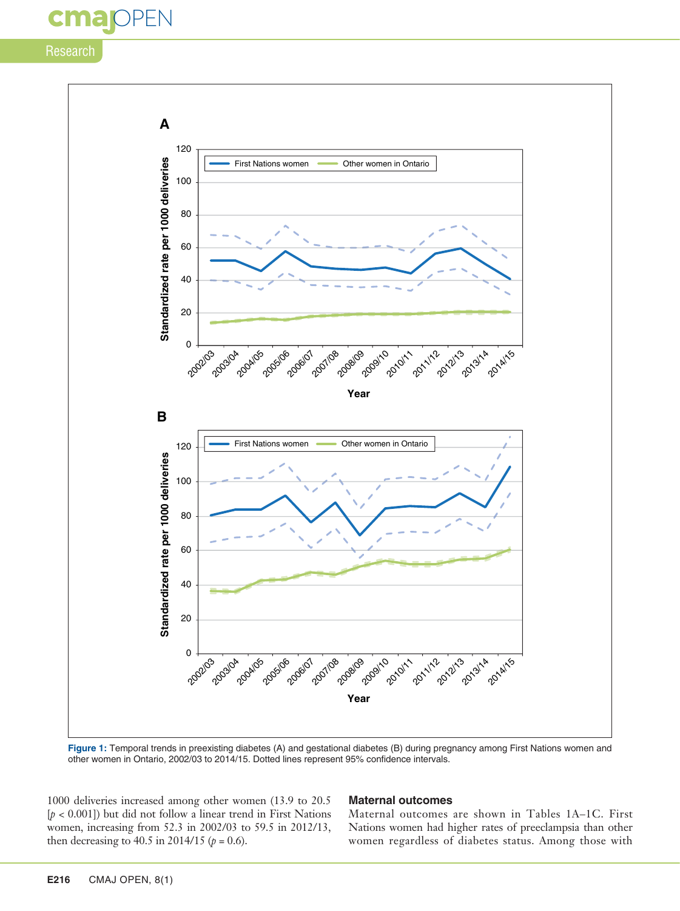Figure 1: Temporal trends in preexisting diabetes (A) and gestational diabetes (B) during pregnancy among First Nations women and other women in Ontario, 2002/03 to 2014/15. Dotted lines represent 95% confidence intervals.

1000 deliveries increased among other women (13.9 to 20.5 [$p < 0.001$]) but did not follow a linear trend in First Nations women, increasing from 52.3 in 2002/03 to 59.5 in 2012/13, then decreasing to 40.5 in 2014/15 ($p = 0.6$).

### Maternal outcomes

Maternal outcomes are shown in Tables 1A–1C. First Nations women had higher rates of preeclampsia than other women regardless of diabetes status. Among those with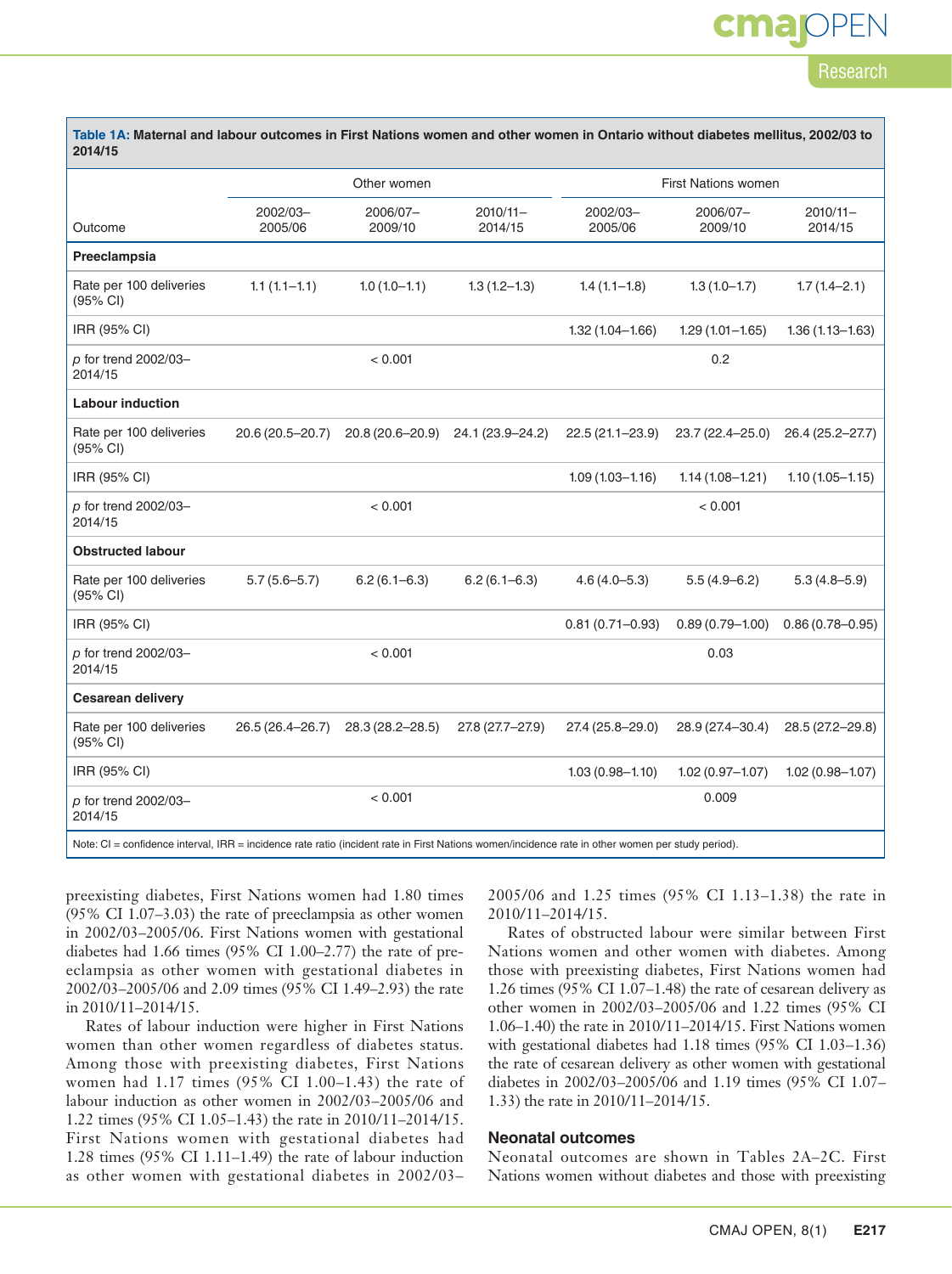**Table 1A: Maternal and labour outcomes in First Nations women and other women in Ontario without diabetes mellitus, 2002/03 to 2014/15**

| Outcome | Other women | | | First Nations women | | |
|---|---|---|---|---|---|---|
| | 2002/03–2005/06 | 2006/07–2009/10 | 2010/11–2014/15 | 2002/03–2005/06 | 2006/07–2009/10 | 2010/11–2014/15 |
| **Preeclampsia** | | | | | | |
| Rate per 100 deliveries (95% CI) | 1.1 (1.1–1.1) | 1.0 (1.0–1.1) | 1.3 (1.2–1.3) | 1.4 (1.1–1.8) | 1.3 (1.0–1.7) | 1.7 (1.4–2.1) |
| IRR (95% CI) | | | | 1.32 (1.04–1.66) | 1.29 (1.01–1.65) | 1.36 (1.13–1.63) |
| *p* for trend 2002/03–2014/15 | | < 0.001 | | | 0.2 | |
| **Labour induction** | | | | | | |
| Rate per 100 deliveries (95% CI) | 20.6 (20.5–20.7) | 20.8 (20.6–20.9) | 24.1 (23.9–24.2) | 22.5 (21.1–23.9) | 23.7 (22.4–25.0) | 26.4 (25.2–27.7) |
| IRR (95% CI) | | | | 1.09 (1.03–1.16) | 1.14 (1.08–1.21) | 1.10 (1.05–1.15) |
| *p* for trend 2002/03–2014/15 | | < 0.001 | | | < 0.001 | |
| **Obstructed labour** | | | | | | |
| Rate per 100 deliveries (95% CI) | 5.7 (5.6–5.7) | 6.2 (6.1–6.3) | 6.2 (6.1–6.3) | 4.6 (4.0–5.3) | 5.5 (4.9–6.2) | 5.3 (4.8–5.9) |
| IRR (95% CI) | | | | 0.81 (0.71–0.93) | 0.89 (0.79–1.00) | 0.86 (0.78–0.95) |
| *p* for trend 2002/03–2014/15 | | < 0.001 | | | 0.03 | |
| **Cesarean delivery** | | | | | | |
| Rate per 100 deliveries (95% CI) | 26.5 (26.4–26.7) | 28.3 (28.2–28.5) | 27.8 (27.7–27.9) | 27.4 (25.8–29.0) | 28.9 (27.4–30.4) | 28.5 (27.2–29.8) |
| IRR (95% CI) | | | | 1.03 (0.98–1.10) | 1.02 (0.97–1.07) | 1.02 (0.98–1.07) |
| *p* for trend 2002/03–2014/15 | | < 0.001 | | | 0.009 | |

Note: CI = confidence interval, IRR = incidence rate ratio (incident rate in First Nations women/incidence rate in other women per study period).

preexisting diabetes, First Nations women had 1.80 times (95% CI 1.07–3.03) the rate of preeclampsia as other women in 2002/03–2005/06. First Nations women with gestational diabetes had 1.66 times (95% CI 1.00–2.77) the rate of preeclampsia as other women with gestational diabetes in 2002/03–2005/06 and 2.09 times (95% CI 1.49–2.93) the rate in 2010/11–2014/15.

Rates of labour induction were higher in First Nations women than other women regardless of diabetes status. Among those with preexisting diabetes, First Nations women had 1.17 times (95% CI 1.00–1.43) the rate of labour induction as other women in 2002/03–2005/06 and 1.22 times (95% CI 1.05–1.43) the rate in 2010/11–2014/15. First Nations women with gestational diabetes had 1.28 times (95% CI 1.11–1.49) the rate of labour induction as other women with gestational diabetes in 2002/03–2005/06 and 1.25 times (95% CI 1.13–1.38) the rate in 2010/11–2014/15.

Rates of obstructed labour were similar between First Nations women and other women with diabetes. Among those with preexisting diabetes, First Nations women had 1.26 times (95% CI 1.07–1.48) the rate of cesarean delivery as other women in 2002/03–2005/06 and 1.22 times (95% CI 1.06–1.40) the rate in 2010/11–2014/15. First Nations women with gestational diabetes had 1.18 times (95% CI 1.03–1.36) the rate of cesarean delivery as other women with gestational diabetes in 2002/03–2005/06 and 1.19 times (95% CI 1.07–1.33) the rate in 2010/11–2014/15.

## Neonatal outcomes

Neonatal outcomes are shown in Tables 2A–2C. First Nations women without diabetes and those with preexisting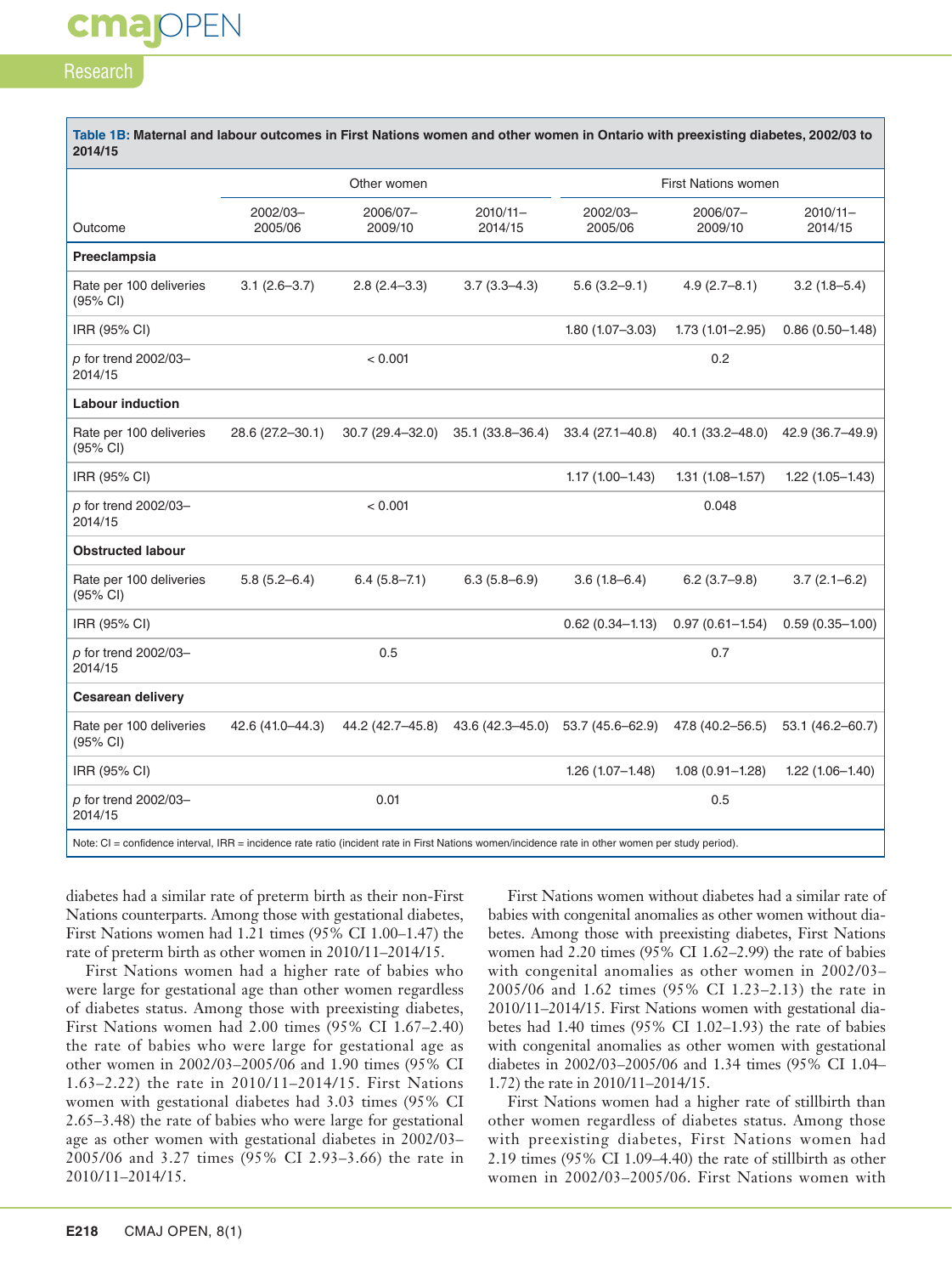**Table 1B: Maternal and labour outcomes in First Nations women and other women in Ontario with preexisting diabetes, 2002/03 to 2014/15**

| Outcome | Other women | | | First Nations women | | |
|---|---|---|---|---|---|---|
| | 2002/03–2005/06 | 2006/07–2009/10 | 2010/11–2014/15 | 2002/03–2005/06 | 2006/07–2009/10 | 2010/11–2014/15 |
| **Preeclampsia** | | | | | | |
| Rate per 100 deliveries (95% CI) | 3.1 (2.6–3.7) | 2.8 (2.4–3.3) | 3.7 (3.3–4.3) | 5.6 (3.2–9.1) | 4.9 (2.7–8.1) | 3.2 (1.8–5.4) |
| IRR (95% CI) | | | | 1.80 (1.07–3.03) | 1.73 (1.01–2.95) | 0.86 (0.50–1.48) |
| *p* for trend 2002/03–2014/15 | | < 0.001 | | | 0.2 | |
| **Labour induction** | | | | | | |
| Rate per 100 deliveries (95% CI) | 28.6 (27.2–30.1) | 30.7 (29.4–32.0) | 35.1 (33.8–36.4) | 33.4 (27.1–40.8) | 40.1 (33.2–48.0) | 42.9 (36.7–49.9) |
| IRR (95% CI) | | | | 1.17 (1.00–1.43) | 1.31 (1.08–1.57) | 1.22 (1.05–1.43) |
| *p* for trend 2002/03–2014/15 | | < 0.001 | | | 0.048 | |
| **Obstructed labour** | | | | | | |
| Rate per 100 deliveries (95% CI) | 5.8 (5.2–6.4) | 6.4 (5.8–7.1) | 6.3 (5.8–6.9) | 3.6 (1.8–6.4) | 6.2 (3.7–9.8) | 3.7 (2.1–6.2) |
| IRR (95% CI) | | | | 0.62 (0.34–1.13) | 0.97 (0.61–1.54) | 0.59 (0.35–1.00) |
| *p* for trend 2002/03–2014/15 | | 0.5 | | | 0.7 | |
| **Cesarean delivery** | | | | | | |
| Rate per 100 deliveries (95% CI) | 42.6 (41.0–44.3) | 44.2 (42.7–45.8) | 43.6 (42.3–45.0) | 53.7 (45.6–62.9) | 47.8 (40.2–56.5) | 53.1 (46.2–60.7) |
| IRR (95% CI) | | | | 1.26 (1.07–1.48) | 1.08 (0.91–1.28) | 1.22 (1.06–1.40) |
| *p* for trend 2002/03–2014/15 | | 0.01 | | | 0.5 | |

Note: CI = confidence interval, IRR = incidence rate ratio (incident rate in First Nations women/incidence rate in other women per study period).

diabetes had a similar rate of preterm birth as their non-First Nations counterparts. Among those with gestational diabetes, First Nations women had 1.21 times (95% CI 1.00–1.47) the rate of preterm birth as other women in 2010/11–2014/15.

First Nations women had a higher rate of babies who were large for gestational age than other women regardless of diabetes status. Among those with preexisting diabetes, First Nations women had 2.00 times (95% CI 1.67–2.40) the rate of babies who were large for gestational age as other women in 2002/03–2005/06 and 1.90 times (95% CI 1.63–2.22) the rate in 2010/11–2014/15. First Nations women with gestational diabetes had 3.03 times (95% CI 2.65–3.48) the rate of babies who were large for gestational age as other women with gestational diabetes in 2002/03–2005/06 and 3.27 times (95% CI 2.93–3.66) the rate in 2010/11–2014/15.

First Nations women without diabetes had a similar rate of babies with congenital anomalies as other women without diabetes. Among those with preexisting diabetes, First Nations women had 2.20 times (95% CI 1.62–2.99) the rate of babies with congenital anomalies as other women in 2002/03–2005/06 and 1.62 times (95% CI 1.23–2.13) the rate in 2010/11–2014/15. First Nations women with gestational diabetes had 1.40 times (95% CI 1.02–1.93) the rate of babies with congenital anomalies as other women with gestational diabetes in 2002/03–2005/06 and 1.34 times (95% CI 1.04–1.72) the rate in 2010/11–2014/15.

First Nations women had a higher rate of stillbirth than other women regardless of diabetes status. Among those with preexisting diabetes, First Nations women had 2.19 times (95% CI 1.09–4.40) the rate of stillbirth as other women in 2002/03–2005/06. First Nations women with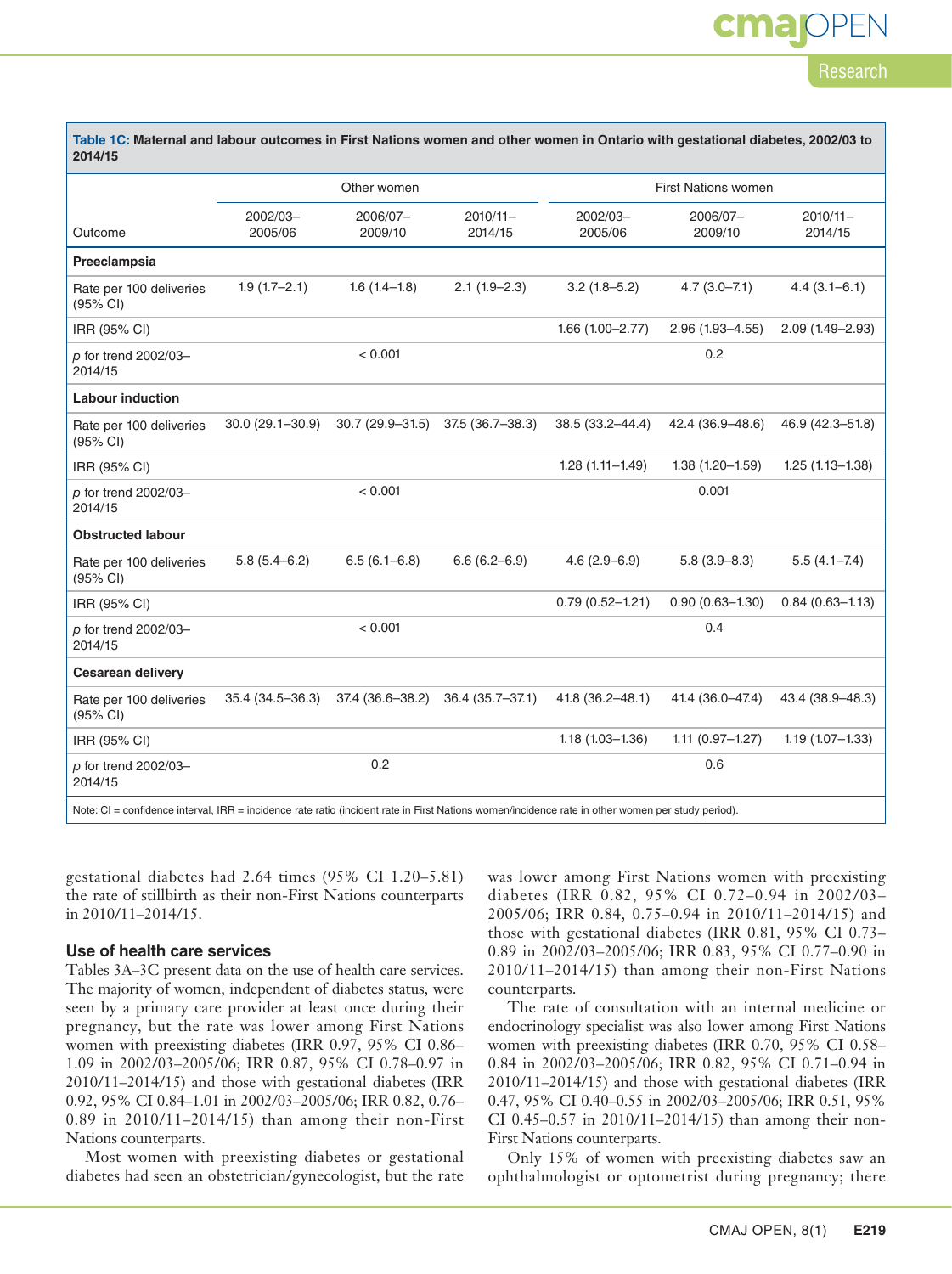**Table 1C: Maternal and labour outcomes in First Nations women and other women in Ontario with gestational diabetes, 2002/03 to 2014/15**

| Outcome | Other women | | | First Nations women | | |
|---|---|---|---|---|---|---|
| | 2002/03–2005/06 | 2006/07–2009/10 | 2010/11–2014/15 | 2002/03–2005/06 | 2006/07–2009/10 | 2010/11–2014/15 |
| **Preeclampsia** | | | | | | |
| Rate per 100 deliveries (95% CI) | 1.9 (1.7–2.1) | 1.6 (1.4–1.8) | 2.1 (1.9–2.3) | 3.2 (1.8–5.2) | 4.7 (3.0–7.1) | 4.4 (3.1–6.1) |
| IRR (95% CI) | | | | 1.66 (1.00–2.77) | 2.96 (1.93–4.55) | 2.09 (1.49–2.93) |
| *p* for trend 2002/03–2014/15 | | < 0.001 | | | 0.2 | |
| **Labour induction** | | | | | | |
| Rate per 100 deliveries (95% CI) | 30.0 (29.1–30.9) | 30.7 (29.9–31.5) | 37.5 (36.7–38.3) | 38.5 (33.2–44.4) | 42.4 (36.9–48.6) | 46.9 (42.3–51.8) |
| IRR (95% CI) | | | | 1.28 (1.11–1.49) | 1.38 (1.20–1.59) | 1.25 (1.13–1.38) |
| *p* for trend 2002/03–2014/15 | | < 0.001 | | | 0.001 | |
| **Obstructed labour** | | | | | | |
| Rate per 100 deliveries (95% CI) | 5.8 (5.4–6.2) | 6.5 (6.1–6.8) | 6.6 (6.2–6.9) | 4.6 (2.9–6.9) | 5.8 (3.9–8.3) | 5.5 (4.1–7.4) |
| IRR (95% CI) | | | | 0.79 (0.52–1.21) | 0.90 (0.63–1.30) | 0.84 (0.63–1.13) |
| *p* for trend 2002/03–2014/15 | | < 0.001 | | | 0.4 | |
| **Cesarean delivery** | | | | | | |
| Rate per 100 deliveries (95% CI) | 35.4 (34.5–36.3) | 37.4 (36.6–38.2) | 36.4 (35.7–37.1) | 41.8 (36.2–48.1) | 41.4 (36.0–47.4) | 43.4 (38.9–48.3) |
| IRR (95% CI) | | | | 1.18 (1.03–1.36) | 1.11 (0.97–1.27) | 1.19 (1.07–1.33) |
| *p* for trend 2002/03–2014/15 | | 0.2 | | | 0.6 | |

Note: CI = confidence interval, IRR = incidence rate ratio (incident rate in First Nations women/incidence rate in other women per study period).

gestational diabetes had 2.64 times (95% CI 1.20–5.81) the rate of stillbirth as their non-First Nations counterparts in 2010/11–2014/15.

### Use of health care services

Tables 3A–3C present data on the use of health care services. The majority of women, independent of diabetes status, were seen by a primary care provider at least once during their pregnancy, but the rate was lower among First Nations women with preexisting diabetes (IRR 0.97, 95% CI 0.86–1.09 in 2002/03–2005/06; IRR 0.87, 95% CI 0.78–0.97 in 2010/11–2014/15) and those with gestational diabetes (IRR 0.92, 95% CI 0.84–1.01 in 2002/03–2005/06; IRR 0.82, 0.76–0.89 in 2010/11–2014/15) than among their non-First Nations counterparts.

Most women with preexisting diabetes or gestational diabetes had seen an obstetrician/gynecologist, but the rate was lower among First Nations women with preexisting diabetes (IRR 0.82, 95% CI 0.72–0.94 in 2002/03–2005/06; IRR 0.84, 0.75–0.94 in 2010/11–2014/15) and those with gestational diabetes (IRR 0.81, 95% CI 0.73–0.89 in 2002/03–2005/06; IRR 0.83, 95% CI 0.77–0.90 in 2010/11–2014/15) than among their non-First Nations counterparts.

The rate of consultation with an internal medicine or endocrinology specialist was also lower among First Nations women with preexisting diabetes (IRR 0.70, 95% CI 0.58–0.84 in 2002/03–2005/06; IRR 0.82, 95% CI 0.71–0.94 in 2010/11–2014/15) and those with gestational diabetes (IRR 0.47, 95% CI 0.40–0.55 in 2002/03–2005/06; IRR 0.51, 95% CI 0.45–0.57 in 2010/11–2014/15) than among their non-First Nations counterparts.

Only 15% of women with preexisting diabetes saw an ophthalmologist or optometrist during pregnancy; there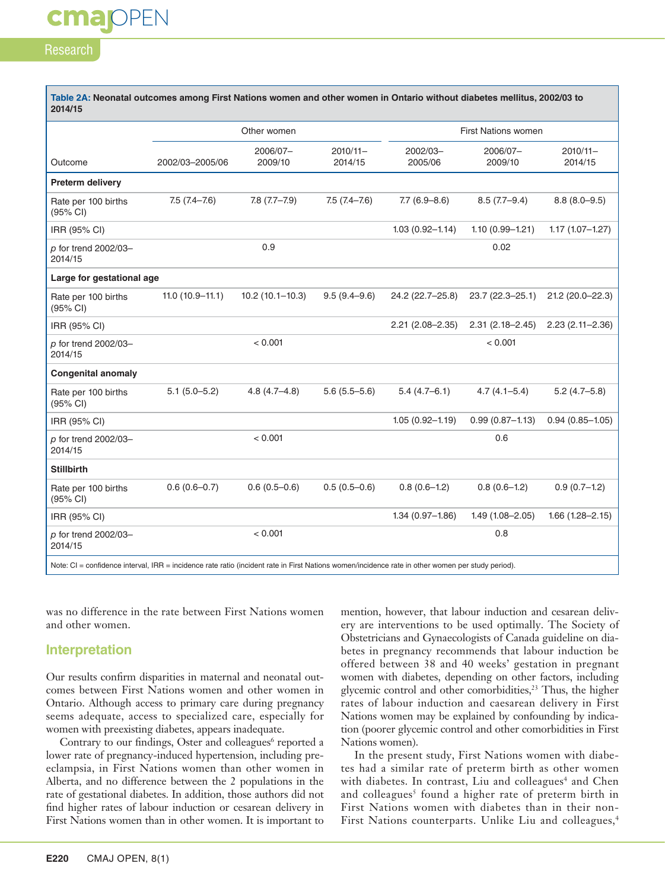**Table 2A: Neonatal outcomes among First Nations women and other women in Ontario without diabetes mellitus, 2002/03 to 2014/15**

| | Other women | | | First Nations women | | |
|---|---|---|---|---|---|---|
| Outcome | 2002/03–2005/06 | 2006/07–2009/10 | 2010/11–2014/15 | 2002/03–2005/06 | 2006/07–2009/10 | 2010/11–2014/15 |
| **Preterm delivery** | | | | | | |
| Rate per 100 births (95% CI) | 7.5 (7.4–7.6) | 7.8 (7.7–7.9) | 7.5 (7.4–7.6) | 7.7 (6.9–8.6) | 8.5 (7.7–9.4) | 8.8 (8.0–9.5) |
| IRR (95% CI) | | | | 1.03 (0.92–1.14) | 1.10 (0.99–1.21) | 1.17 (1.07–1.27) |
| *p* for trend 2002/03–2014/15 | | 0.9 | | | 0.02 | |
| **Large for gestational age** | | | | | | |
| Rate per 100 births (95% CI) | 11.0 (10.9–11.1) | 10.2 (10.1–10.3) | 9.5 (9.4–9.6) | 24.2 (22.7–25.8) | 23.7 (22.3–25.1) | 21.2 (20.0–22.3) |
| IRR (95% CI) | | | | 2.21 (2.08–2.35) | 2.31 (2.18–2.45) | 2.23 (2.11–2.36) |
| *p* for trend 2002/03–2014/15 | | < 0.001 | | | < 0.001 | |
| **Congenital anomaly** | | | | | | |
| Rate per 100 births (95% CI) | 5.1 (5.0–5.2) | 4.8 (4.7–4.8) | 5.6 (5.5–5.6) | 5.4 (4.7–6.1) | 4.7 (4.1–5.4) | 5.2 (4.7–5.8) |
| IRR (95% CI) | | | | 1.05 (0.92–1.19) | 0.99 (0.87–1.13) | 0.94 (0.85–1.05) |
| *p* for trend 2002/03–2014/15 | | < 0.001 | | | 0.6 | |
| **Stillbirth** | | | | | | |
| Rate per 100 births (95% CI) | 0.6 (0.6–0.7) | 0.6 (0.5–0.6) | 0.5 (0.5–0.6) | 0.8 (0.6–1.2) | 0.8 (0.6–1.2) | 0.9 (0.7–1.2) |
| IRR (95% CI) | | | | 1.34 (0.97–1.86) | 1.49 (1.08–2.05) | 1.66 (1.28–2.15) |
| *p* for trend 2002/03–2014/15 | | < 0.001 | | | 0.8 | |

Note: CI = confidence interval, IRR = incidence rate ratio (incident rate in First Nations women/incidence rate in other women per study period).

was no difference in the rate between First Nations women and other women.

## Interpretation

Our results confirm disparities in maternal and neonatal outcomes between First Nations women and other women in Ontario. Although access to primary care during pregnancy seems adequate, access to specialized care, especially for women with preexisting diabetes, appears inadequate.

Contrary to our findings, Oster and colleagues[6] reported a lower rate of pregnancy-induced hypertension, including preeclampsia, in First Nations women than other women in Alberta, and no difference between the 2 populations in the rate of gestational diabetes. In addition, those authors did not find higher rates of labour induction or cesarean delivery in First Nations women than in other women. It is important to mention, however, that labour induction and cesarean delivery are interventions to be used optimally. The Society of Obstetricians and Gynaecologists of Canada guideline on diabetes in pregnancy recommends that labour induction be offered between 38 and 40 weeks' gestation in pregnant women with diabetes, depending on other factors, including glycemic control and other comorbidities,[23] Thus, the higher rates of labour induction and caesarean delivery in First Nations women may be explained by confounding by indication (poorer glycemic control and other comorbidities in First Nations women).

In the present study, First Nations women with diabetes had a similar rate of preterm birth as other women with diabetes. In contrast, Liu and colleagues[4] and Chen and colleagues[5] found a higher rate of preterm birth in First Nations women with diabetes than in their non-First Nations counterparts. Unlike Liu and colleagues,[4]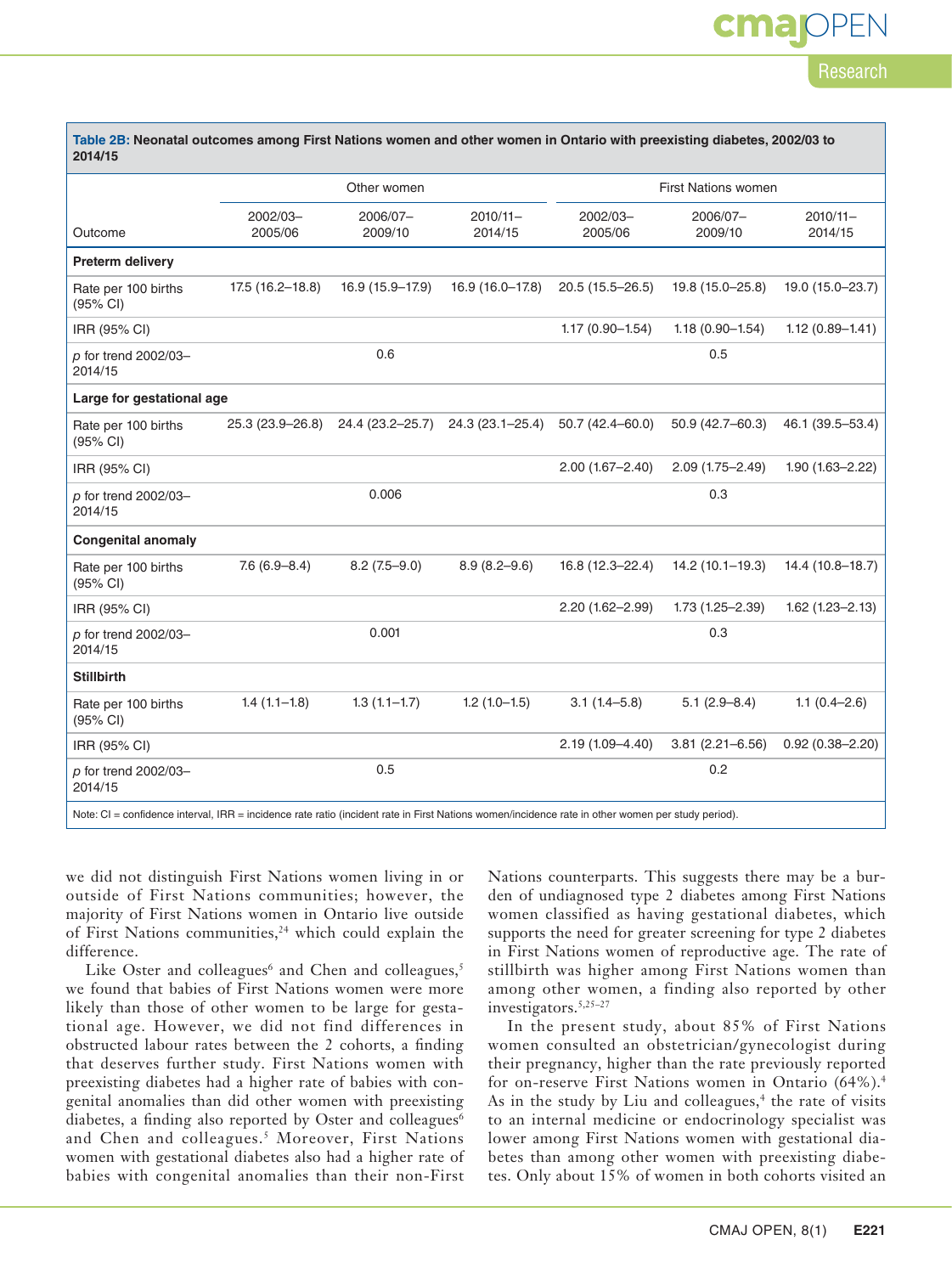**Table 2B: Neonatal outcomes among First Nations women and other women in Ontario with preexisting diabetes, 2002/03 to 2014/15**

| Outcome | Other women | | | First Nations women | | |
|---|---|---|---|---|---|---|
| | 2002/03–2005/06 | 2006/07–2009/10 | 2010/11–2014/15 | 2002/03–2005/06 | 2006/07–2009/10 | 2010/11–2014/15 |
| **Preterm delivery** | | | | | | |
| Rate per 100 births (95% CI) | 17.5 (16.2–18.8) | 16.9 (15.9–17.9) | 16.9 (16.0–17.8) | 20.5 (15.5–26.5) | 19.8 (15.0–25.8) | 19.0 (15.0–23.7) |
| IRR (95% CI) | | | | 1.17 (0.90–1.54) | 1.18 (0.90–1.54) | 1.12 (0.89–1.41) |
| *p* for trend 2002/03–2014/15 | | 0.6 | | | 0.5 | |
| **Large for gestational age** | | | | | | |
| Rate per 100 births (95% CI) | 25.3 (23.9–26.8) | 24.4 (23.2–25.7) | 24.3 (23.1–25.4) | 50.7 (42.4–60.0) | 50.9 (42.7–60.3) | 46.1 (39.5–53.4) |
| IRR (95% CI) | | | | 2.00 (1.67–2.40) | 2.09 (1.75–2.49) | 1.90 (1.63–2.22) |
| *p* for trend 2002/03–2014/15 | | 0.006 | | | 0.3 | |
| **Congenital anomaly** | | | | | | |
| Rate per 100 births (95% CI) | 7.6 (6.9–8.4) | 8.2 (7.5–9.0) | 8.9 (8.2–9.6) | 16.8 (12.3–22.4) | 14.2 (10.1–19.3) | 14.4 (10.8–18.7) |
| IRR (95% CI) | | | | 2.20 (1.62–2.99) | 1.73 (1.25–2.39) | 1.62 (1.23–2.13) |
| *p* for trend 2002/03–2014/15 | | 0.001 | | | 0.3 | |
| **Stillbirth** | | | | | | |
| Rate per 100 births (95% CI) | 1.4 (1.1–1.8) | 1.3 (1.1–1.7) | 1.2 (1.0–1.5) | 3.1 (1.4–5.8) | 5.1 (2.9–8.4) | 1.1 (0.4–2.6) |
| IRR (95% CI) | | | | 2.19 (1.09–4.40) | 3.81 (2.21–6.56) | 0.92 (0.38–2.20) |
| *p* for trend 2002/03–2014/15 | | 0.5 | | | 0.2 | |

Note: CI = confidence interval, IRR = incidence rate ratio (incident rate in First Nations women/incidence rate in other women per study period).

we did not distinguish First Nations women living in or outside of First Nations communities; however, the majority of First Nations women in Ontario live outside of First Nations communities,[24] which could explain the difference.

Like Oster and colleagues[6] and Chen and colleagues,[5] we found that babies of First Nations women were more likely than those of other women to be large for gestational age. However, we did not find differences in obstructed labour rates between the 2 cohorts, a finding that deserves further study. First Nations women with preexisting diabetes had a higher rate of babies with congenital anomalies than did other women with preexisting diabetes, a finding also reported by Oster and colleagues[6] and Chen and colleagues.[5] Moreover, First Nations women with gestational diabetes also had a higher rate of babies with congenital anomalies than their non-First Nations counterparts. This suggests there may be a burden of undiagnosed type 2 diabetes among First Nations women classified as having gestational diabetes, which supports the need for greater screening for type 2 diabetes in First Nations women of reproductive age. The rate of stillbirth was higher among First Nations women than among other women, a finding also reported by other investigators.[5,25–27]

In the present study, about 85% of First Nations women consulted an obstetrician/gynecologist during their pregnancy, higher than the rate previously reported for on-reserve First Nations women in Ontario (64%).[4] As in the study by Liu and colleagues,[4] the rate of visits to an internal medicine or endocrinology specialist was lower among First Nations women with gestational diabetes than among other women with preexisting diabetes. Only about 15% of women in both cohorts visited an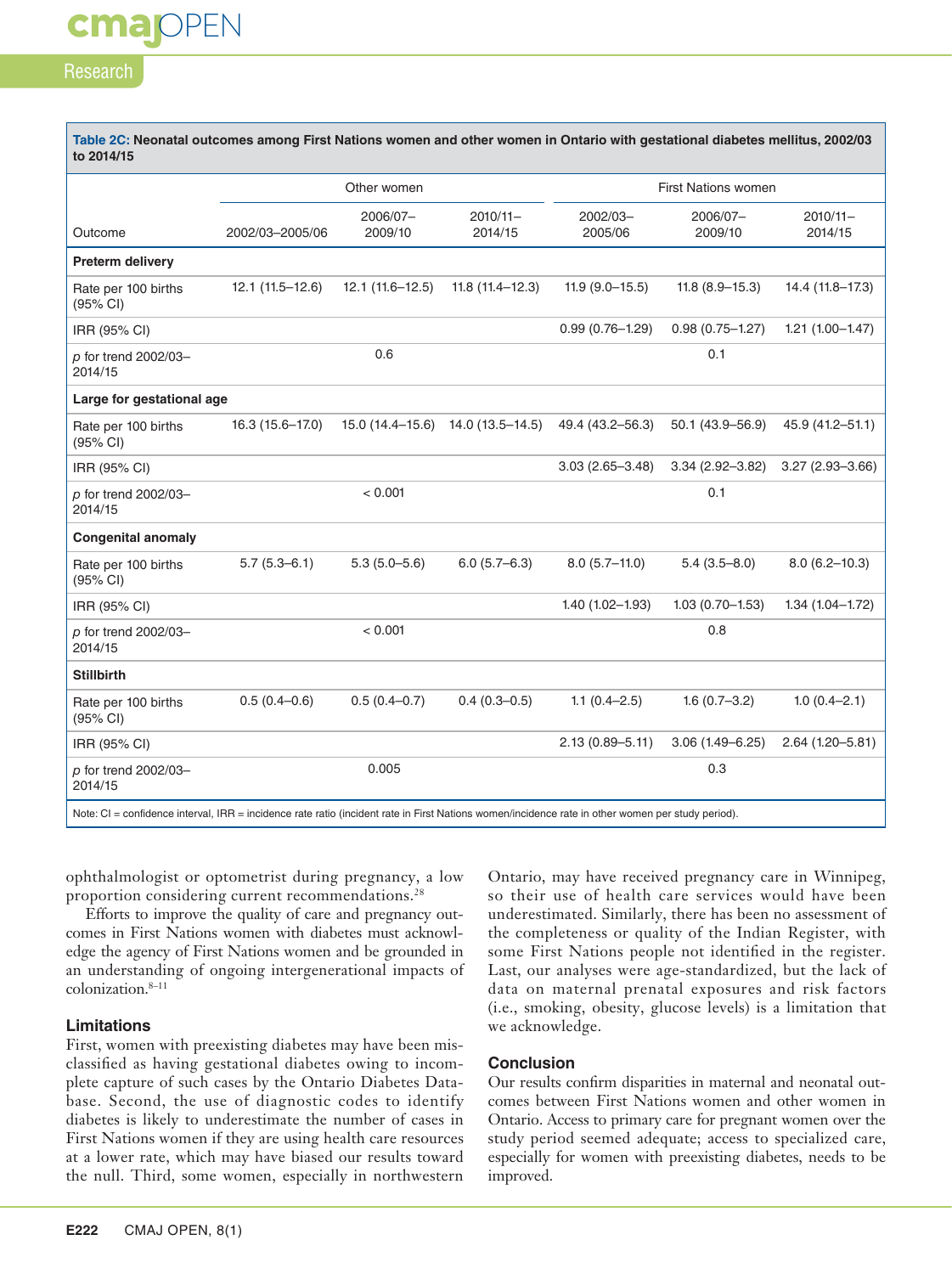**Table 2C: Neonatal outcomes among First Nations women and other women in Ontario with gestational diabetes mellitus, 2002/03 to 2014/15**

| Outcome | Other women | | | First Nations women | | |
|---|---|---|---|---|---|---|
| | 2002/03–2005/06 | 2006/07–2009/10 | 2010/11–2014/15 | 2002/03–2005/06 | 2006/07–2009/10 | 2010/11–2014/15 |
| **Preterm delivery** | | | | | | |
| Rate per 100 births (95% CI) | 12.1 (11.5–12.6) | 12.1 (11.6–12.5) | 11.8 (11.4–12.3) | 11.9 (9.0–15.5) | 11.8 (8.9–15.3) | 14.4 (11.8–17.3) |
| IRR (95% CI) | | | | 0.99 (0.76–1.29) | 0.98 (0.75–1.27) | 1.21 (1.00–1.47) |
| *p* for trend 2002/03–2014/15 | | 0.6 | | | 0.1 | |
| **Large for gestational age** | | | | | | |
| Rate per 100 births (95% CI) | 16.3 (15.6–17.0) | 15.0 (14.4–15.6) | 14.0 (13.5–14.5) | 49.4 (43.2–56.3) | 50.1 (43.9–56.9) | 45.9 (41.2–51.1) |
| IRR (95% CI) | | | | 3.03 (2.65–3.48) | 3.34 (2.92–3.82) | 3.27 (2.93–3.66) |
| *p* for trend 2002/03–2014/15 | | < 0.001 | | | 0.1 | |
| **Congenital anomaly** | | | | | | |
| Rate per 100 births (95% CI) | 5.7 (5.3–6.1) | 5.3 (5.0–5.6) | 6.0 (5.7–6.3) | 8.0 (5.7–11.0) | 5.4 (3.5–8.0) | 8.0 (6.2–10.3) |
| IRR (95% CI) | | | | 1.40 (1.02–1.93) | 1.03 (0.70–1.53) | 1.34 (1.04–1.72) |
| *p* for trend 2002/03–2014/15 | | < 0.001 | | | 0.8 | |
| **Stillbirth** | | | | | | |
| Rate per 100 births (95% CI) | 0.5 (0.4–0.6) | 0.5 (0.4–0.7) | 0.4 (0.3–0.5) | 1.1 (0.4–2.5) | 1.6 (0.7–3.2) | 1.0 (0.4–2.1) |
| IRR (95% CI) | | | | 2.13 (0.89–5.11) | 3.06 (1.49–6.25) | 2.64 (1.20–5.81) |
| *p* for trend 2002/03–2014/15 | | 0.005 | | | 0.3 | |

Note: CI = confidence interval, IRR = incidence rate ratio (incident rate in First Nations women/incidence rate in other women per study period).

ophthalmologist or optometrist during pregnancy, a low proportion considering current recommendations.[28]

Efforts to improve the quality of care and pregnancy outcomes in First Nations women with diabetes must acknowledge the agency of First Nations women and be grounded in an understanding of ongoing intergenerational impacts of colonization.[8–11]

### Limitations

First, women with preexisting diabetes may have been misclassified as having gestational diabetes owing to incomplete capture of such cases by the Ontario Diabetes Database. Second, the use of diagnostic codes to identify diabetes is likely to underestimate the number of cases in First Nations women if they are using health care resources at a lower rate, which may have biased our results toward the null. Third, some women, especially in northwestern Ontario, may have received pregnancy care in Winnipeg, so their use of health care services would have been underestimated. Similarly, there has been no assessment of the completeness or quality of the Indian Register, with some First Nations people not identified in the register. Last, our analyses were age-standardized, but the lack of data on maternal prenatal exposures and risk factors (i.e., smoking, obesity, glucose levels) is a limitation that we acknowledge.

### Conclusion

Our results confirm disparities in maternal and neonatal outcomes between First Nations women and other women in Ontario. Access to primary care for pregnant women over the study period seemed adequate; access to specialized care, especially for women with preexisting diabetes, needs to be improved.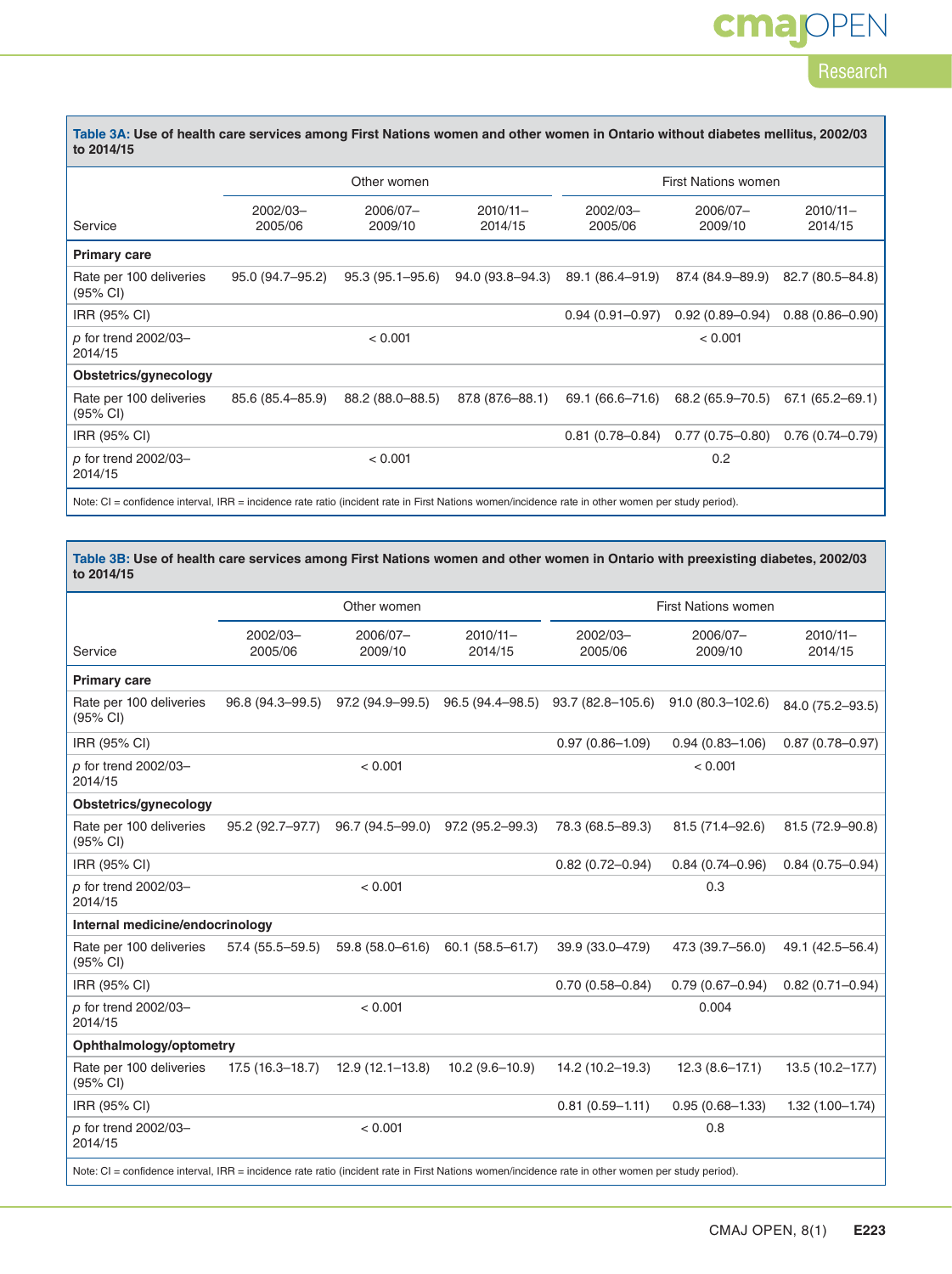**Table 3A: Use of health care services among First Nations women and other women in Ontario without diabetes mellitus, 2002/03 to 2014/15**

| Service | Other women | | | First Nations women | | |
|---|---|---|---|---|---|---|
| | 2002/03–2005/06 | 2006/07–2009/10 | 2010/11–2014/15 | 2002/03–2005/06 | 2006/07–2009/10 | 2010/11–2014/15 |
| **Primary care** | | | | | | |
| Rate per 100 deliveries (95% CI) | 95.0 (94.7–95.2) | 95.3 (95.1–95.6) | 94.0 (93.8–94.3) | 89.1 (86.4–91.9) | 87.4 (84.9–89.9) | 82.7 (80.5–84.8) |
| IRR (95% CI) | | | | 0.94 (0.91–0.97) | 0.92 (0.89–0.94) | 0.88 (0.86–0.90) |
| *p* for trend 2002/03–2014/15 | | < 0.001 | | | < 0.001 | |
| **Obstetrics/gynecology** | | | | | | |
| Rate per 100 deliveries (95% CI) | 85.6 (85.4–85.9) | 88.2 (88.0–88.5) | 87.8 (87.6–88.1) | 69.1 (66.6–71.6) | 68.2 (65.9–70.5) | 67.1 (65.2–69.1) |
| IRR (95% CI) | | | | 0.81 (0.78–0.84) | 0.77 (0.75–0.80) | 0.76 (0.74–0.79) |
| *p* for trend 2002/03–2014/15 | | < 0.001 | | | 0.2 | |

Note: CI = confidence interval, IRR = incidence rate ratio (incident rate in First Nations women/incidence rate in other women per study period).

**Table 3B: Use of health care services among First Nations women and other women in Ontario with preexisting diabetes, 2002/03 to 2014/15**

| Service | Other women | | | First Nations women | | |
|---|---|---|---|---|---|---|
| | 2002/03–2005/06 | 2006/07–2009/10 | 2010/11–2014/15 | 2002/03–2005/06 | 2006/07–2009/10 | 2010/11–2014/15 |
| **Primary care** | | | | | | |
| Rate per 100 deliveries (95% CI) | 96.8 (94.3–99.5) | 97.2 (94.9–99.5) | 96.5 (94.4–98.5) | 93.7 (82.8–105.6) | 91.0 (80.3–102.6) | 84.0 (75.2–93.5) |
| IRR (95% CI) | | | | 0.97 (0.86–1.09) | 0.94 (0.83–1.06) | 0.87 (0.78–0.97) |
| *p* for trend 2002/03–2014/15 | | < 0.001 | | | < 0.001 | |
| **Obstetrics/gynecology** | | | | | | |
| Rate per 100 deliveries (95% CI) | 95.2 (92.7–97.7) | 96.7 (94.5–99.0) | 97.2 (95.2–99.3) | 78.3 (68.5–89.3) | 81.5 (71.4–92.6) | 81.5 (72.9–90.8) |
| IRR (95% CI) | | | | 0.82 (0.72–0.94) | 0.84 (0.74–0.96) | 0.84 (0.75–0.94) |
| *p* for trend 2002/03–2014/15 | | < 0.001 | | | 0.3 | |
| **Internal medicine/endocrinology** | | | | | | |
| Rate per 100 deliveries (95% CI) | 57.4 (55.5–59.5) | 59.8 (58.0–61.6) | 60.1 (58.5–61.7) | 39.9 (33.0–47.9) | 47.3 (39.7–56.0) | 49.1 (42.5–56.4) |
| IRR (95% CI) | | | | 0.70 (0.58–0.84) | 0.79 (0.67–0.94) | 0.82 (0.71–0.94) |
| *p* for trend 2002/03–2014/15 | | < 0.001 | | | 0.004 | |
| **Ophthalmology/optometry** | | | | | | |
| Rate per 100 deliveries (95% CI) | 17.5 (16.3–18.7) | 12.9 (12.1–13.8) | 10.2 (9.6–10.9) | 14.2 (10.2–19.3) | 12.3 (8.6–17.1) | 13.5 (10.2–17.7) |
| IRR (95% CI) | | | | 0.81 (0.59–1.11) | 0.95 (0.68–1.33) | 1.32 (1.00–1.74) |
| *p* for trend 2002/03–2014/15 | | < 0.001 | | | 0.8 | |

Note: CI = confidence interval, IRR = incidence rate ratio (incident rate in First Nations women/incidence rate in other women per study period).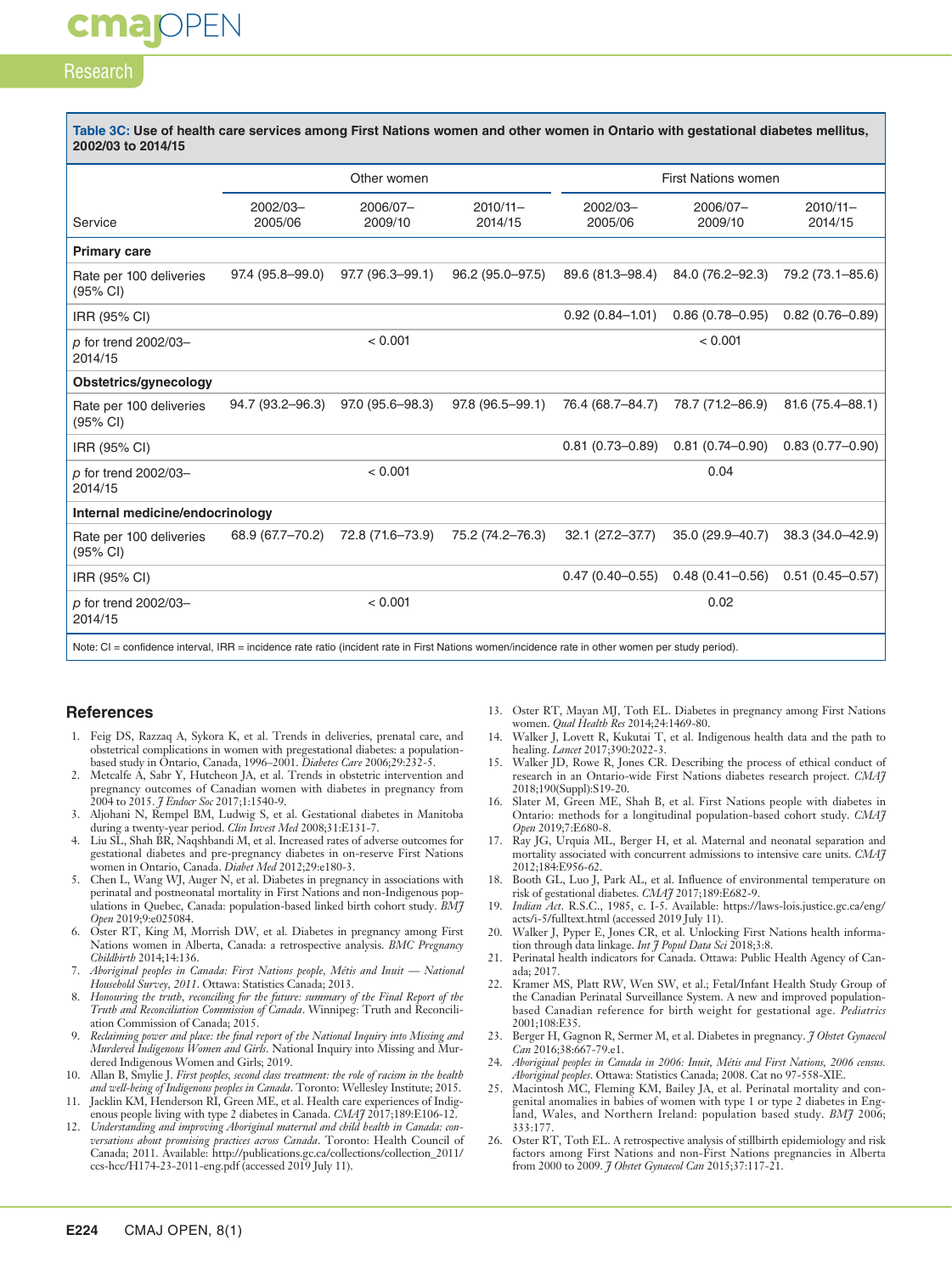**Table 3C: Use of health care services among First Nations women and other women in Ontario with gestational diabetes mellitus, 2002/03 to 2014/15**

| Service | Other women | | | First Nations women | | |
|---|---|---|---|---|---|---|
| | 2002/03–2005/06 | 2006/07–2009/10 | 2010/11–2014/15 | 2002/03–2005/06 | 2006/07–2009/10 | 2010/11–2014/15 |
| **Primary care** | | | | | | |
| Rate per 100 deliveries (95% CI) | 97.4 (95.8–99.0) | 97.7 (96.3–99.1) | 96.2 (95.0–97.5) | 89.6 (81.3–98.4) | 84.0 (76.2–92.3) | 79.2 (73.1–85.6) |
| IRR (95% CI) | | | | 0.92 (0.84–1.01) | 0.86 (0.78–0.95) | 0.82 (0.76–0.89) |
| p for trend 2002/03–2014/15 | | < 0.001 | | | < 0.001 | |
| **Obstetrics/gynecology** | | | | | | |
| Rate per 100 deliveries (95% CI) | 94.7 (93.2–96.3) | 97.0 (95.6–98.3) | 97.8 (96.5–99.1) | 76.4 (68.7–84.7) | 78.7 (71.2–86.9) | 81.6 (75.4–88.1) |
| IRR (95% CI) | | | | 0.81 (0.73–0.89) | 0.81 (0.74–0.90) | 0.83 (0.77–0.90) |
| p for trend 2002/03–2014/15 | | < 0.001 | | | 0.04 | |
| **Internal medicine/endocrinology** | | | | | | |
| Rate per 100 deliveries (95% CI) | 68.9 (67.7–70.2) | 72.8 (71.6–73.9) | 75.2 (74.2–76.3) | 32.1 (27.2–37.7) | 35.0 (29.9–40.7) | 38.3 (34.0–42.9) |
| IRR (95% CI) | | | | 0.47 (0.40–0.55) | 0.48 (0.41–0.56) | 0.51 (0.45–0.57) |
| p for trend 2002/03–2014/15 | | < 0.001 | | | 0.02 | |

Note: CI = confidence interval, IRR = incidence rate ratio (incident rate in First Nations women/incidence rate in other women per study period).

## References

1. Feig DS, Razzaq A, Sykora K, et al. Trends in deliveries, prenatal care, and obstetrical complications in women with pregestational diabetes: a population-based study in Ontario, Canada, 1996–2001. *Diabetes Care* 2006;29:232-5.
2. Metcalfe A, Sabr Y, Hutcheon JA, et al. Trends in obstetric intervention and pregnancy outcomes of Canadian women with diabetes in pregnancy from 2004 to 2015. *J Endocr Soc* 2017;1:1540-9.
3. Aljohani N, Rempel BM, Ludwig S, et al. Gestational diabetes in Manitoba during a twenty-year period. *Clin Invest Med* 2008;31:E131-7.
4. Liu SL, Shah BR, Naqshbandi M, et al. Increased rates of adverse outcomes for gestational diabetes and pre-pregnancy diabetes in on-reserve First Nations women in Ontario, Canada. *Diabet Med* 2012;29:e180-3.
5. Chen L, Wang WJ, Auger N, et al. Diabetes in pregnancy in associations with perinatal and postneonatal mortality in First Nations and non-Indigenous populations in Quebec, Canada: population-based linked birth cohort study. *BMJ Open* 2019;9:e025084.
6. Oster RT, King M, Morrish DW, et al. Diabetes in pregnancy among First Nations women in Alberta, Canada: a retrospective analysis. *BMC Pregnancy Childbirth* 2014;14:136.
7. *Aboriginal peoples in Canada: First Nations people, Métis and Inuit — National Household Survey, 2011*. Ottawa: Statistics Canada; 2013.
8. *Honouring the truth, reconciling for the future: summary of the Final Report of the Truth and Reconciliation Commission of Canada*. Winnipeg: Truth and Reconciliation Commission of Canada; 2015.
9. *Reclaiming power and place: the final report of the National Inquiry into Missing and Murdered Indigenous Women and Girls*. National Inquiry into Missing and Murdered Indigenous Women and Girls; 2019.
10. Allan B, Smylie J. *First peoples, second class treatment: the role of racism in the health and well-being of Indigenous peoples in Canada*. Toronto: Wellesley Institute; 2015.
11. Jacklin KM, Henderson RI, Green ME, et al. Health care experiences of Indigenous people living with type 2 diabetes in Canada. *CMAJ* 2017;189:E106-12.
12. *Understanding and improving Aboriginal maternal and child health in Canada: conversations about promising practices across Canada*. Toronto: Health Council of Canada; 2011. Available: http://publications.gc.ca/collections/collection_2011/ccs-hcc/H174-23-2011-eng.pdf (accessed 2019 July 11).
13. Oster RT, Mayan MJ, Toth EL. Diabetes in pregnancy among First Nations women. *Qual Health Res* 2014;24:1469-80.
14. Walker J, Lovett R, Kukutai T, et al. Indigenous health data and the path to healing. *Lancet* 2017;390:2022-3.
15. Walker JD, Rowe R, Jones CR. Describing the process of ethical conduct of research in an Ontario-wide First Nations diabetes research project. *CMAJ* 2018;190(Suppl):S19-20.
16. Slater M, Green ME, Shah B, et al. First Nations people with diabetes in Ontario: methods for a longitudinal population-based cohort study. *CMAJ Open* 2019;7:E680-8.
17. Ray JG, Urquia ML, Berger H, et al. Maternal and neonatal separation and mortality associated with concurrent admissions to intensive care units. *CMAJ* 2012;184:E956-62.
18. Booth GL, Luo J, Park AL, et al. Influence of environmental temperature on risk of gestational diabetes. *CMAJ* 2017;189:E682-9.
19. *Indian Act*. R.S.C., 1985, c. I-5. Available: https://laws-lois.justice.gc.ca/eng/acts/i-5/fulltext.html (accessed 2019 July 11).
20. Walker J, Pyper E, Jones CR, et al. Unlocking First Nations health information through data linkage. *Int J Popul Data Sci* 2018;3:8.
21. Perinatal health indicators for Canada. Ottawa: Public Health Agency of Canada; 2017.
22. Kramer MS, Platt RW, Wen SW, et al.; Fetal/Infant Health Study Group of the Canadian Perinatal Surveillance System. A new and improved population-based Canadian reference for birth weight for gestational age. *Pediatrics* 2001;108:E35.
23. Berger H, Gagnon R, Sermer M, et al. Diabetes in pregnancy. *J Obstet Gynaecol Can* 2016;38:667-79.e1.
24. *Aboriginal peoples in Canada in 2006: Inuit, Métis and First Nations, 2006 census. Aboriginal peoples*. Ottawa: Statistics Canada; 2008. Cat no 97-558-XIE.
25. Macintosh MC, Fleming KM, Bailey JA, et al. Perinatal mortality and congenital anomalies in babies of women with type 1 or type 2 diabetes in England, Wales, and Northern Ireland: population based study. *BMJ* 2006;333:177.
26. Oster RT, Toth EL. A retrospective analysis of stillbirth epidemiology and risk factors among First Nations and non-First Nations pregnancies in Alberta from 2000 to 2009. *J Obstet Gynaecol Can* 2015;37:117-21.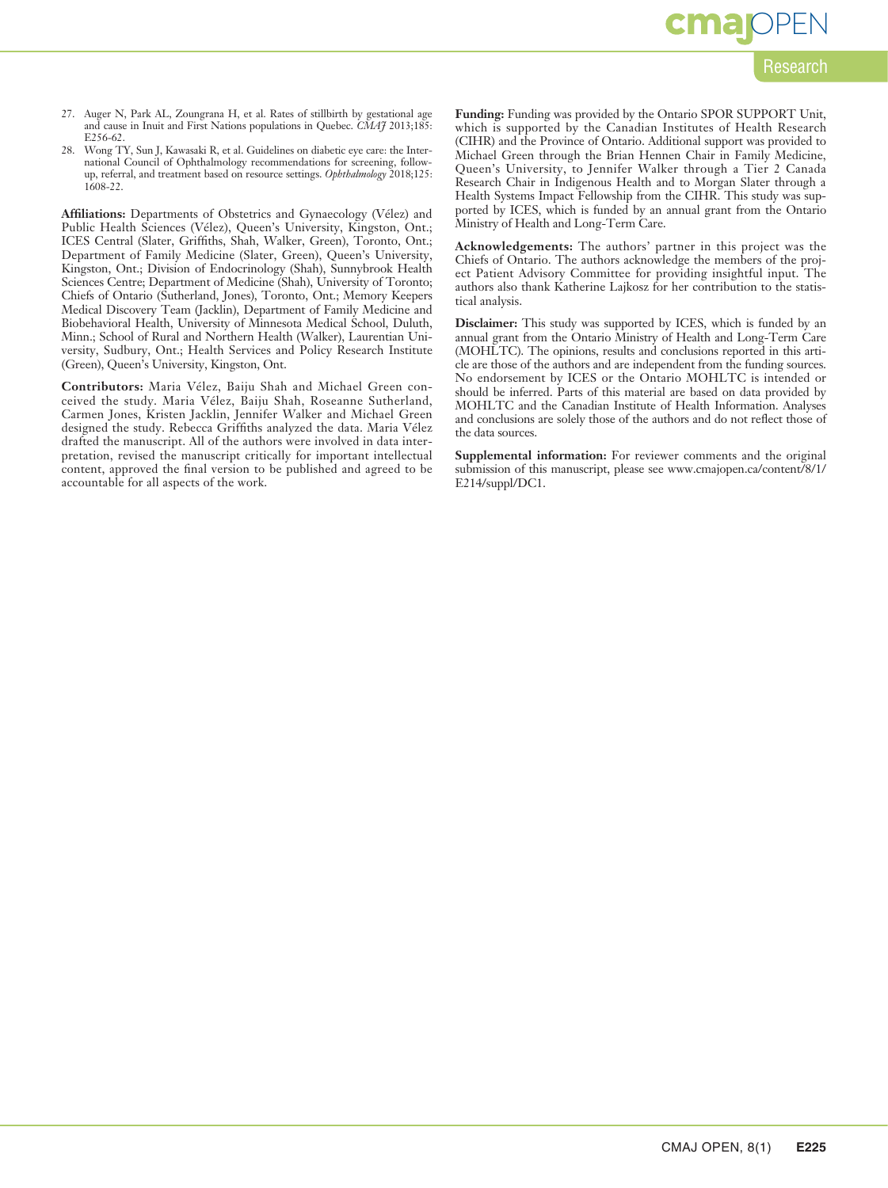27. Auger N, Park AL, Zoungrana H, et al. Rates of stillbirth by gestational age and cause in Inuit and First Nations populations in Quebec. *CMAJ* 2013;185: E256-62.
28. Wong TY, Sun J, Kawasaki R, et al. Guidelines on diabetic eye care: the International Council of Ophthalmology recommendations for screening, follow-up, referral, and treatment based on resource settings. *Ophthalmology* 2018;125: 1608-22.

**Affiliations:** Departments of Obstetrics and Gynaecology (Vélez) and Public Health Sciences (Vélez), Queen's University, Kingston, Ont.; ICES Central (Slater, Griffiths, Shah, Walker, Green), Toronto, Ont.; Department of Family Medicine (Slater, Green), Queen's University, Kingston, Ont.; Division of Endocrinology (Shah), Sunnybrook Health Sciences Centre; Department of Medicine (Shah), University of Toronto; Chiefs of Ontario (Sutherland, Jones), Toronto, Ont.; Memory Keepers Medical Discovery Team (Jacklin), Department of Family Medicine and Biobehavioral Health, University of Minnesota Medical School, Duluth, Minn.; School of Rural and Northern Health (Walker), Laurentian University, Sudbury, Ont.; Health Services and Policy Research Institute (Green), Queen's University, Kingston, Ont.

**Contributors:** Maria Vélez, Baiju Shah and Michael Green conceived the study. Maria Vélez, Baiju Shah, Roseanne Sutherland, Carmen Jones, Kristen Jacklin, Jennifer Walker and Michael Green designed the study. Rebecca Griffiths analyzed the data. Maria Vélez drafted the manuscript. All of the authors were involved in data interpretation, revised the manuscript critically for important intellectual content, approved the final version to be published and agreed to be accountable for all aspects of the work.

**Funding:** Funding was provided by the Ontario SPOR SUPPORT Unit, which is supported by the Canadian Institutes of Health Research (CIHR) and the Province of Ontario. Additional support was provided to Michael Green through the Brian Hennen Chair in Family Medicine, Queen's University, to Jennifer Walker through a Tier 2 Canada Research Chair in Indigenous Health and to Morgan Slater through a Health Systems Impact Fellowship from the CIHR. This study was supported by ICES, which is funded by an annual grant from the Ontario Ministry of Health and Long-Term Care.

**Acknowledgements:** The authors' partner in this project was the Chiefs of Ontario. The authors acknowledge the members of the project Patient Advisory Committee for providing insightful input. The authors also thank Katherine Lajkosz for her contribution to the statistical analysis.

**Disclaimer:** This study was supported by ICES, which is funded by an annual grant from the Ontario Ministry of Health and Long-Term Care (MOHLTC). The opinions, results and conclusions reported in this article are those of the authors and are independent from the funding sources. No endorsement by ICES or the Ontario MOHLTC is intended or should be inferred. Parts of this material are based on data provided by MOHLTC and the Canadian Institute of Health Information. Analyses and conclusions are solely those of the authors and do not reflect those of the data sources.

**Supplemental information:** For reviewer comments and the original submission of this manuscript, please see www.cmajopen.ca/content/8/1/E214/suppl/DC1.